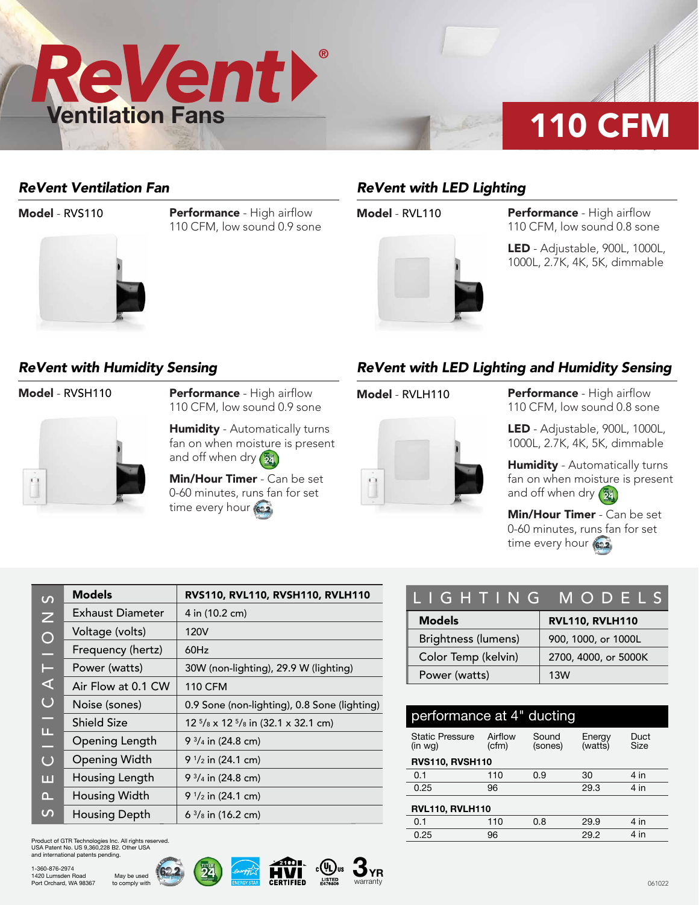# ReVent® Ventilation Fans

## 110 CFM

### ReVent Ventilation Fan

**Model** - RVS110

**Performance** - High airflow 110 CFM, low sound 0.9 sone

### ReVent with LED Lighting

**Model** - RVL110

**Performance** - High airflow 110 CFM, low sound 0.8 sone

**LED** - Adjustable, 900L, 1000L, 1000L, 2.7K, 4K, 5K, dimmable

### ReVent with Humidity Sensing

**Model** - RVSH110

**Performance** - High airflow 110 CFM, low sound 0.9 sone

**Humidity** - Automatically turns fan on when moisture is present and off when dry

**Min/Hour Timer** - Can be set 0-60 minutes, runs fan for set time every hour

### ReVent with LED Lighting and Humidity Sensing

**Model** - RVLH110

**Performance** - High airflow 110 CFM, low sound 0.8 sone

**LED** - Adjustable, 900L, 1000L, 1000L, 2.7K, 4K, 5K, dimmable

**Humidity** - Automatically turns fan on when moisture is present and off when dry

**Min/Hour Timer** - Can be set 0-60 minutes, runs fan for set time every hour

## SPECIFICATIONS

| Models | RVS110, RVL110, RVSH110, RVLH110 |
|---|---|
| Exhaust Diameter | 4 in (10.2 cm) |
| Voltage (volts) | 120V |
| Frequency (hertz) | 60Hz |
| Power (watts) | 30W (non-lighting), 29.9 W (lighting) |
| Air Flow at 0.1 CW | 110 CFM |
| Noise (sones) | 0.9 Sone (non-lighting), 0.8 Sone (lighting) |
| Shield Size | 12 5/8 x 12 5/8 in (32.1 x 32.1 cm) |
| Opening Length | 9 3/4 in (24.8 cm) |
| Opening Width | 9 1/2 in (24.1 cm) |
| Housing Length | 9 3/4 in (24.8 cm) |
| Housing Width | 9 1/2 in (24.1 cm) |
| Housing Depth | 6 3/8 in (16.2 cm) |

## LIGHTING MODELS

| Models | RVL110, RVLH110 |
|---|---|
| Brightness (lumens) | 900, 1000, or 1000L |
| Color Temp (kelvin) | 2700, 4000, or 5000K |
| Power (watts) | 13W |

## performance at 4" ducting

| Static Pressure (in wg) | Airflow (cfm) | Sound (sones) | Energy (watts) | Duct Size |
|---|---|---|---|---|
| **RVS110, RVSH110** | | | | |
| 0.1 | 110 | 0.9 | 30 | 4 in |
| 0.25 | 96 | | 29.3 | 4 in |
| **RVL110, RVLH110** | | | | |
| 0.1 | 110 | 0.8 | 29.9 | 4 in |
| 0.25 | 96 | | 29.2 | 4 in |

Product of GTR Technologies Inc. All rights reserved.
USA Patent No. US 9,360,228 B2. Other USA and international patents pending.

1-360-876-2974
1420 Lumsden Road
Port Orchard, WA 98367

May be used to comply with 62.2, Title 24

ENERGY STAR · HVI CERTIFIED · UL LISTED E476806 · 3 YR warranty

061022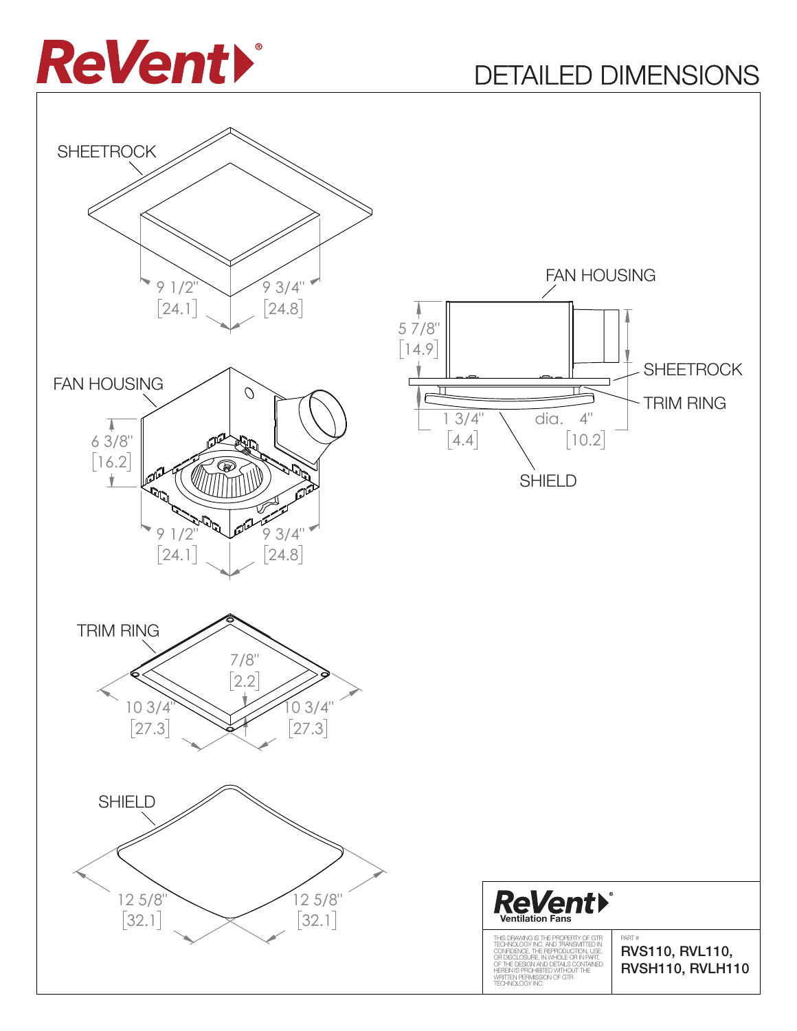ReVent®

# DETAILED DIMENSIONS

SHEETROCK

9 1/2" [24.1]

9 3/4" [24.8]

FAN HOUSING

6 3/8" [16.2]

9 1/2" [24.1]

9 3/4" [24.8]

TRIM RING

7/8" [2.2]

10 3/4" [27.3]

10 3/4" [27.3]

SHIELD

12 5/8" [32.1]

12 5/8" [32.1]

FAN HOUSING

5 7/8" [14.9]

SHEETROCK

TRIM RING

1 3/4" [4.4]

dia. 4" [10.2]

SHIELD

ReVent® Ventilation Fans

THIS DRAWING IS THE PROPERTY OF GTR TECHNOLOGY INC. AND TRANSMITTED IN CONFIDENCE. THE REPRODUCTION, USE, OR DISCLOSURE, IN WHOLE OR IN PART, OF THE DESIGN AND DETAILS CONTAINED HEREIN IS PROHIBITED WITHOUT THE WRITTEN PERMISSION OF GTR TECHNOLOGY INC.

PART #

**RVS110, RVL110, RVSH110, RVLH110**